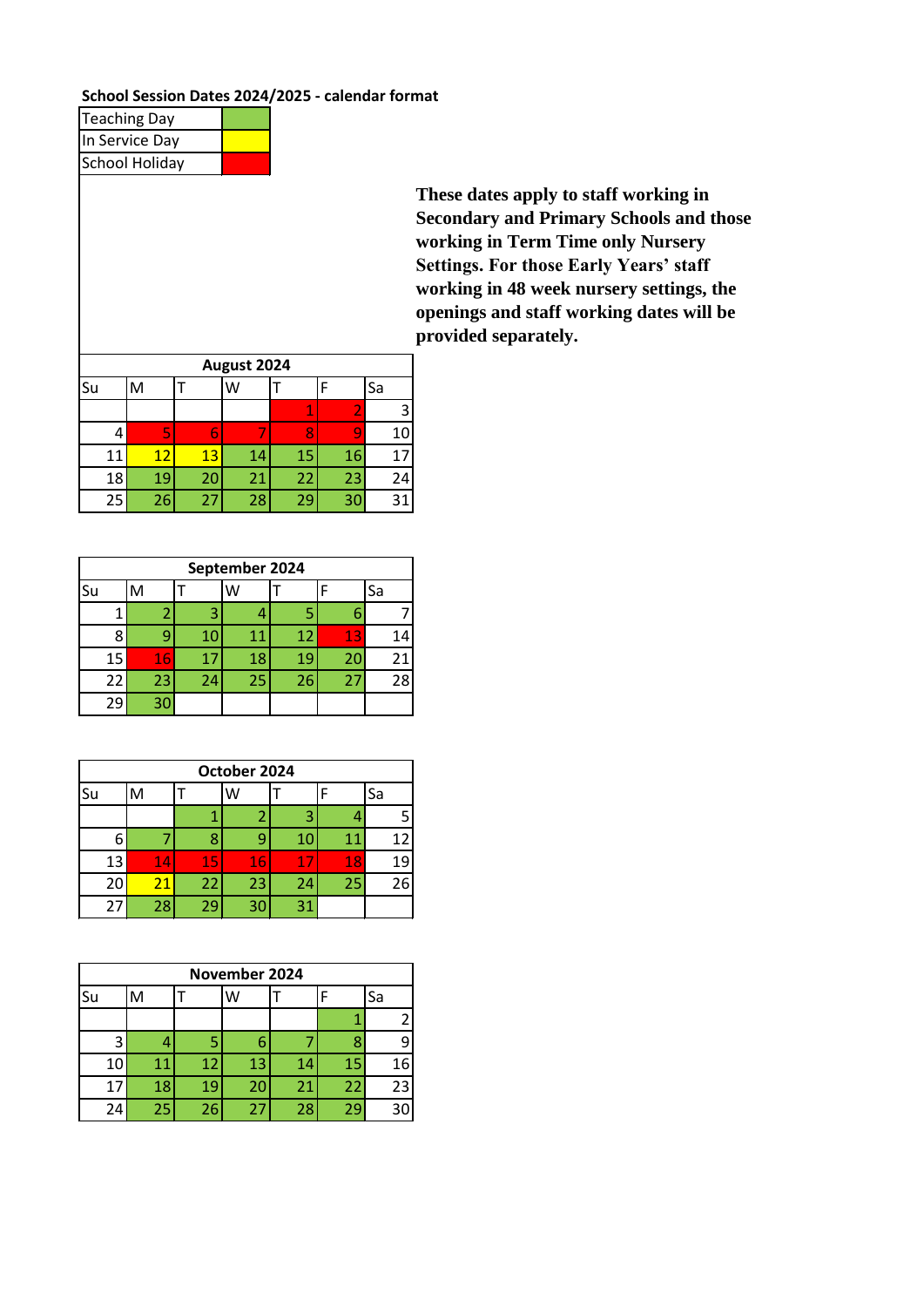**School Session Dates 2024/2025 - calendar format**

| | |
|---|---|
| Teaching Day | |
| In Service Day | |
| School Holiday | |

**These dates apply to staff working in Secondary and Primary Schools and those working in Term Time only Nursery Settings. For those Early Years' staff working in 48 week nursery settings, the openings and staff working dates will be provided separately.**

| August 2024 | | | | | | |
|---|---|---|---|---|---|---|
| Su | M | T | W | T | F | Sa |
| | | | | 1 | 2 | 3 |
| 4 | 5 | 6 | 7 | 8 | 9 | 10 |
| 11 | 12 | 13 | 14 | 15 | 16 | 17 |
| 18 | 19 | 20 | 21 | 22 | 23 | 24 |
| 25 | 26 | 27 | 28 | 29 | 30 | 31 |

| September 2024 | | | | | | |
|---|---|---|---|---|---|---|
| Su | M | T | W | T | F | Sa |
| 1 | 2 | 3 | 4 | 5 | 6 | 7 |
| 8 | 9 | 10 | 11 | 12 | 13 | 14 |
| 15 | 16 | 17 | 18 | 19 | 20 | 21 |
| 22 | 23 | 24 | 25 | 26 | 27 | 28 |
| 29 | 30 | | | | | |

| October 2024 | | | | | | |
|---|---|---|---|---|---|---|
| Su | M | T | W | T | F | Sa |
| | | 1 | 2 | 3 | 4 | 5 |
| 6 | 7 | 8 | 9 | 10 | 11 | 12 |
| 13 | 14 | 15 | 16 | 17 | 18 | 19 |
| 20 | 21 | 22 | 23 | 24 | 25 | 26 |
| 27 | 28 | 29 | 30 | 31 | | |

| November 2024 | | | | | | |
|---|---|---|---|---|---|---|
| Su | M | T | W | T | F | Sa |
| | | | | | 1 | 2 |
| 3 | 4 | 5 | 6 | 7 | 8 | 9 |
| 10 | 11 | 12 | 13 | 14 | 15 | 16 |
| 17 | 18 | 19 | 20 | 21 | 22 | 23 |
| 24 | 25 | 26 | 27 | 28 | 29 | 30 |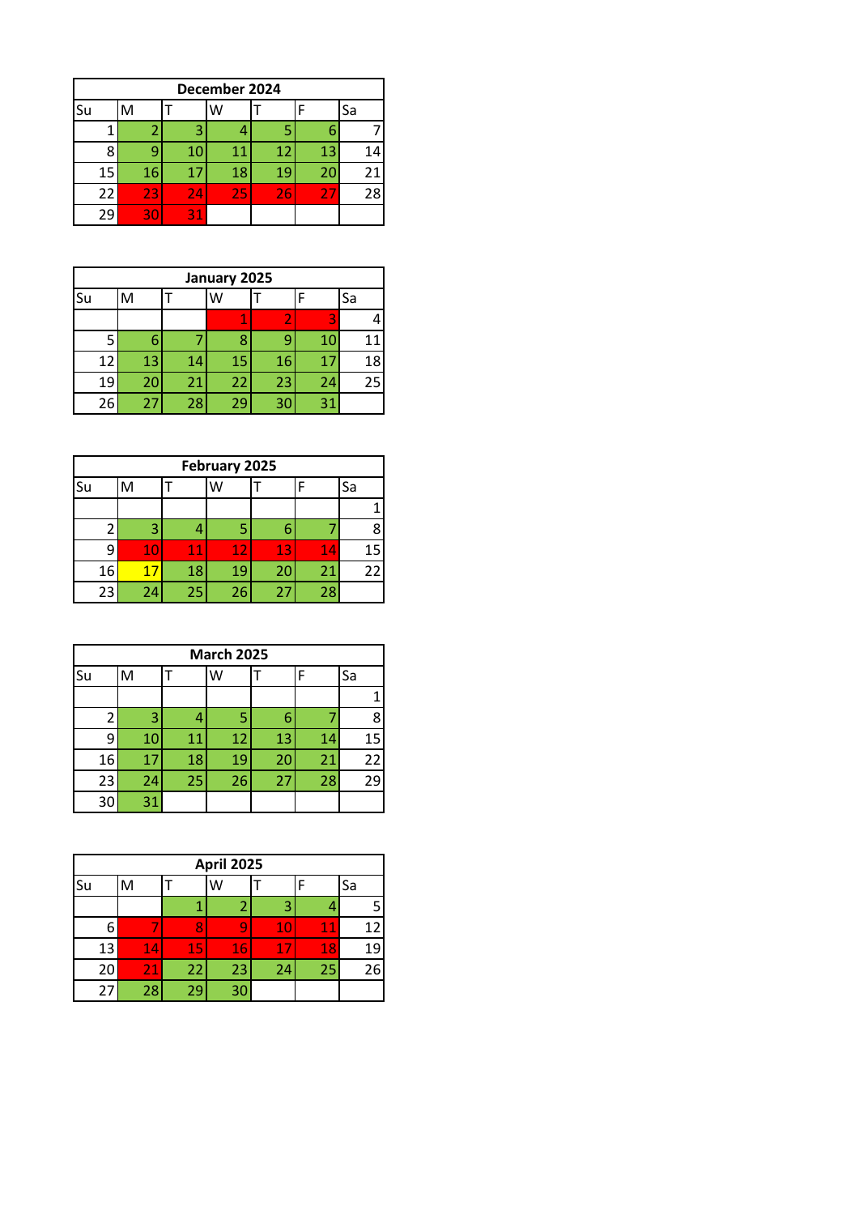| December 2024 | | | | | | |
|---|---|---|---|---|---|---|
| Su | M | T | W | T | F | Sa |
| 1 | 2 | 3 | 4 | 5 | 6 | 7 |
| 8 | 9 | 10 | 11 | 12 | 13 | 14 |
| 15 | 16 | 17 | 18 | 19 | 20 | 21 |
| 22 | 23 | 24 | 25 | 26 | 27 | 28 |
| 29 | 30 | 31 | | | | |

| January 2025 | | | | | | |
|---|---|---|---|---|---|---|
| Su | M | T | W | T | F | Sa |
| | | | 1 | 2 | 3 | 4 |
| 5 | 6 | 7 | 8 | 9 | 10 | 11 |
| 12 | 13 | 14 | 15 | 16 | 17 | 18 |
| 19 | 20 | 21 | 22 | 23 | 24 | 25 |
| 26 | 27 | 28 | 29 | 30 | 31 | |

| February 2025 | | | | | | |
|---|---|---|---|---|---|---|
| Su | M | T | W | T | F | Sa |
| | | | | | | 1 |
| 2 | 3 | 4 | 5 | 6 | 7 | 8 |
| 9 | 10 | 11 | 12 | 13 | 14 | 15 |
| 16 | 17 | 18 | 19 | 20 | 21 | 22 |
| 23 | 24 | 25 | 26 | 27 | 28 | |

| March 2025 | | | | | | |
|---|---|---|---|---|---|---|
| Su | M | T | W | T | F | Sa |
| | | | | | | 1 |
| 2 | 3 | 4 | 5 | 6 | 7 | 8 |
| 9 | 10 | 11 | 12 | 13 | 14 | 15 |
| 16 | 17 | 18 | 19 | 20 | 21 | 22 |
| 23 | 24 | 25 | 26 | 27 | 28 | 29 |
| 30 | 31 | | | | | |

| April 2025 | | | | | | |
|---|---|---|---|---|---|---|
| Su | M | T | W | T | F | Sa |
| | | 1 | 2 | 3 | 4 | 5 |
| 6 | 7 | 8 | 9 | 10 | 11 | 12 |
| 13 | 14 | 15 | 16 | 17 | 18 | 19 |
| 20 | 21 | 22 | 23 | 24 | 25 | 26 |
| 27 | 28 | 29 | 30 | | | |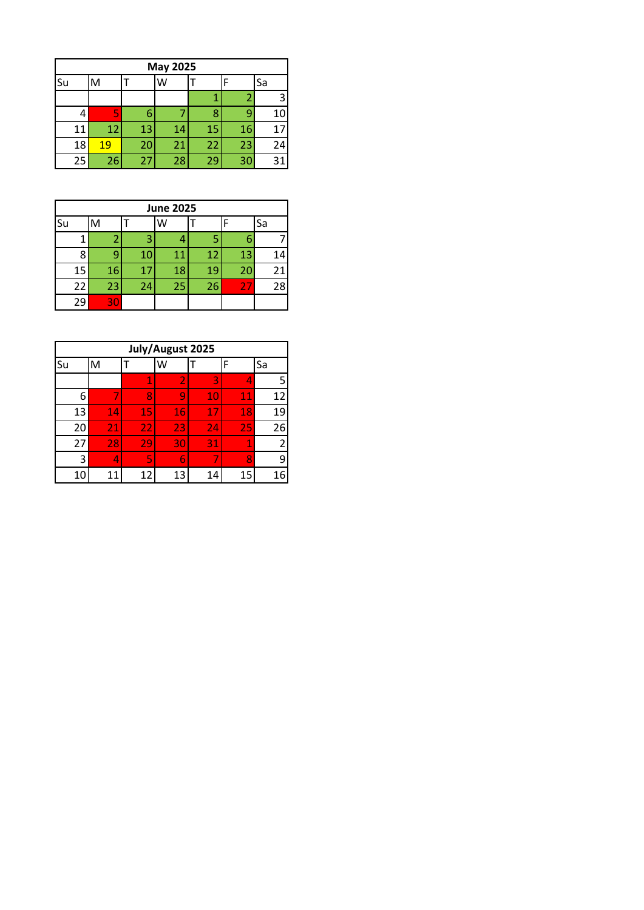| May 2025 | | | | | | |
|---|---|---|---|---|---|---|
| Su | M | T | W | T | F | Sa |
| | | | | 1 | 2 | 3 |
| 4 | 5 | 6 | 7 | 8 | 9 | 10 |
| 11 | 12 | 13 | 14 | 15 | 16 | 17 |
| 18 | 19 | 20 | 21 | 22 | 23 | 24 |
| 25 | 26 | 27 | 28 | 29 | 30 | 31 |

| June 2025 | | | | | | |
|---|---|---|---|---|---|---|
| Su | M | T | W | T | F | Sa |
| 1 | 2 | 3 | 4 | 5 | 6 | 7 |
| 8 | 9 | 10 | 11 | 12 | 13 | 14 |
| 15 | 16 | 17 | 18 | 19 | 20 | 21 |
| 22 | 23 | 24 | 25 | 26 | 27 | 28 |
| 29 | 30 | | | | | |

| July/August 2025 | | | | | | |
|---|---|---|---|---|---|---|
| Su | M | T | W | T | F | Sa |
| | | 1 | 2 | 3 | 4 | 5 |
| 6 | 7 | 8 | 9 | 10 | 11 | 12 |
| 13 | 14 | 15 | 16 | 17 | 18 | 19 |
| 20 | 21 | 22 | 23 | 24 | 25 | 26 |
| 27 | 28 | 29 | 30 | 31 | 1 | 2 |
| 3 | 4 | 5 | 6 | 7 | 8 | 9 |
| 10 | 11 | 12 | 13 | 14 | 15 | 16 |